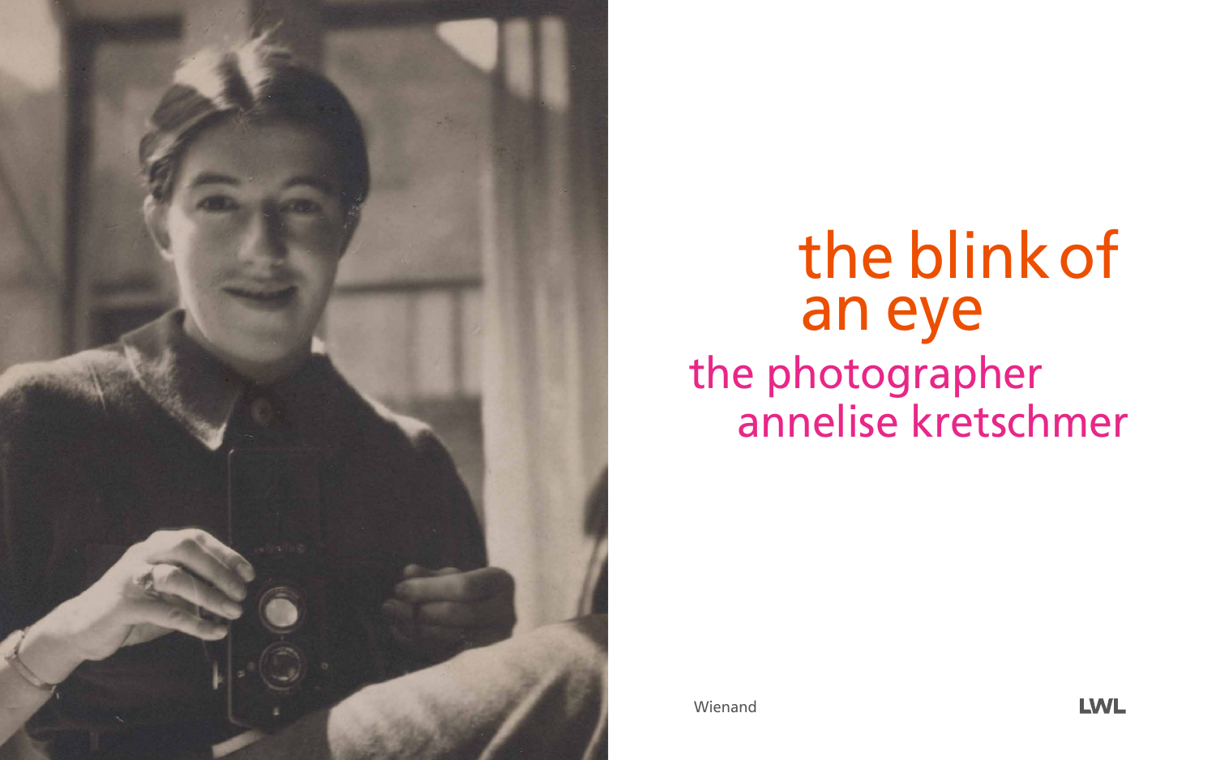# the blink of an eye

## the photographer annelise kretschmer

Wienand

LWL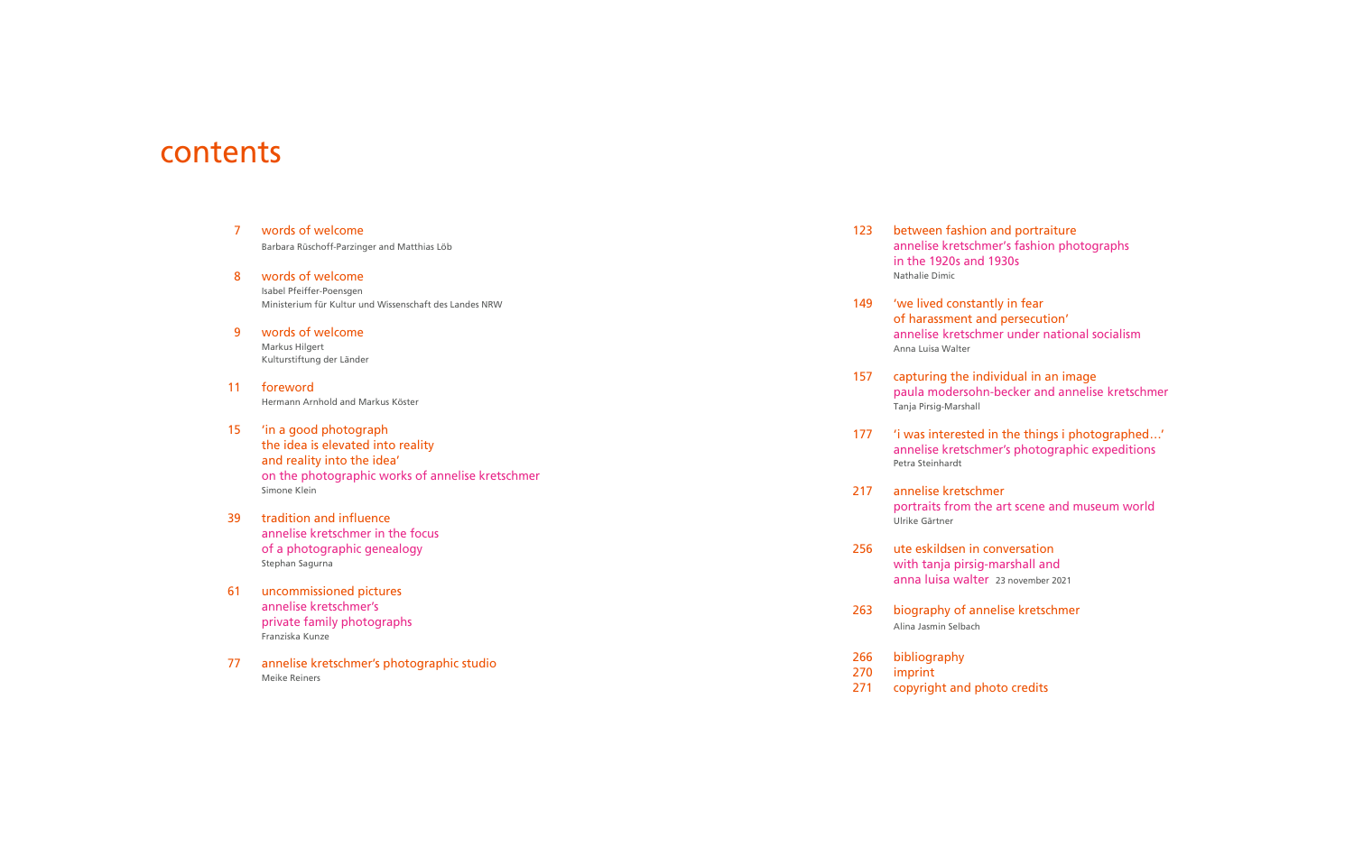# contents

7 words of welcome
Barbara Rüschoff-Parzinger and Matthias Löb

8 words of welcome
Isabel Pfeiffer-Poensgen
Ministerium für Kultur und Wissenschaft des Landes NRW

9 words of welcome
Markus Hilgert
Kulturstiftung der Länder

11 foreword
Hermann Arnhold and Markus Köster

15 'in a good photograph
the idea is elevated into reality
and reality into the idea'
on the photographic works of annelise kretschmer
Simone Klein

39 tradition and influence
annelise kretschmer in the focus
of a photographic genealogy
Stephan Sagurna

61 uncommissioned pictures
annelise kretschmer's
private family photographs
Franziska Kunze

77 annelise kretschmer's photographic studio
Meike Reiners

123 between fashion and portraiture
annelise kretschmer's fashion photographs
in the 1920s and 1930s
Nathalie Dimic

149 'we lived constantly in fear
of harassment and persecution'
annelise kretschmer under national socialism
Anna Luisa Walter

157 capturing the individual in an image
paula modersohn-becker and annelise kretschmer
Tanja Pirsig-Marshall

177 'i was interested in the things i photographed…'
annelise kretschmer's photographic expeditions
Petra Steinhardt

217 annelise kretschmer
portraits from the art scene and museum world
Ulrike Gärtner

256 ute eskildsen in conversation
with tanja pirsig-marshall and
anna luisa walter 23 november 2021

263 biography of annelise kretschmer
Alina Jasmin Selbach

266 bibliography
270 imprint
271 copyright and photo credits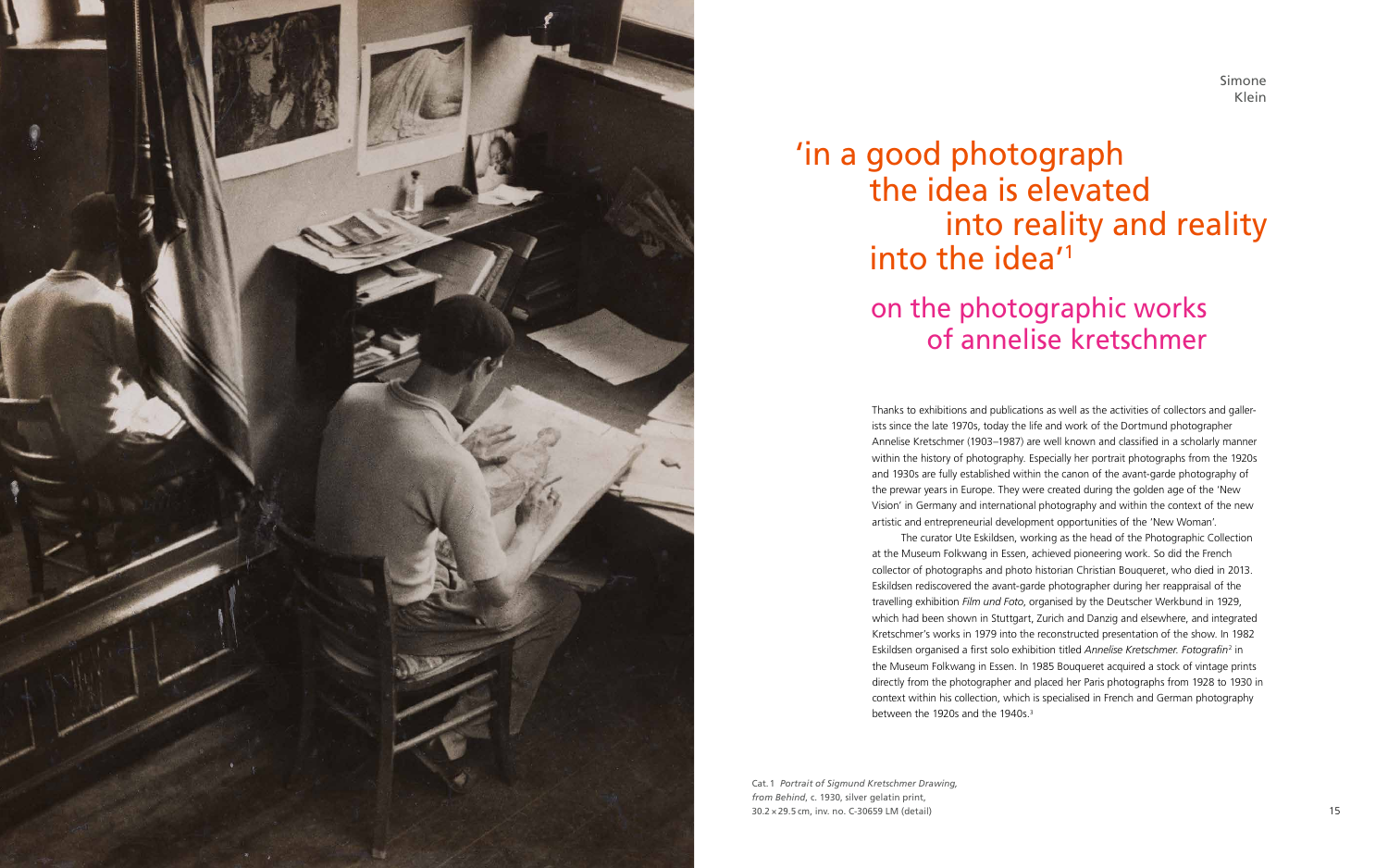Simone Klein

# 'in a good photograph the idea is elevated into reality and reality into the idea'[1]

## on the photographic works of annelise kretschmer

Thanks to exhibitions and publications as well as the activities of collectors and gallerists since the late 1970s, today the life and work of the Dortmund photographer Annelise Kretschmer (1903–1987) are well known and classified in a scholarly manner within the history of photography. Especially her portrait photographs from the 1920s and 1930s are fully established within the canon of the avant-garde photography of the prewar years in Europe. They were created during the golden age of the 'New Vision' in Germany and international photography and within the context of the new artistic and entrepreneurial development opportunities of the 'New Woman'.

The curator Ute Eskildsen, working as the head of the Photographic Collection at the Museum Folkwang in Essen, achieved pioneering work. So did the French collector of photographs and photo historian Christian Bouqueret, who died in 2013. Eskildsen rediscovered the avant-garde photographer during her reappraisal of the travelling exhibition *Film und Foto*, organised by the Deutscher Werkbund in 1929, which had been shown in Stuttgart, Zurich and Danzig and elsewhere, and integrated Kretschmer's works in 1979 into the reconstructed presentation of the show. In 1982 Eskildsen organised a first solo exhibition titled *Annelise Kretschmer. Fotografin*[2] in the Museum Folkwang in Essen. In 1985 Bouqueret acquired a stock of vintage prints directly from the photographer and placed her Paris photographs from 1928 to 1930 in context within his collection, which is specialised in French and German photography between the 1920s and the 1940s.[3]

Cat. 1 *Portrait of Sigmund Kretschmer Drawing, from Behind*, c. 1930, silver gelatin print, 30.2 × 29.5 cm, inv. no. C-30659 LM (detail)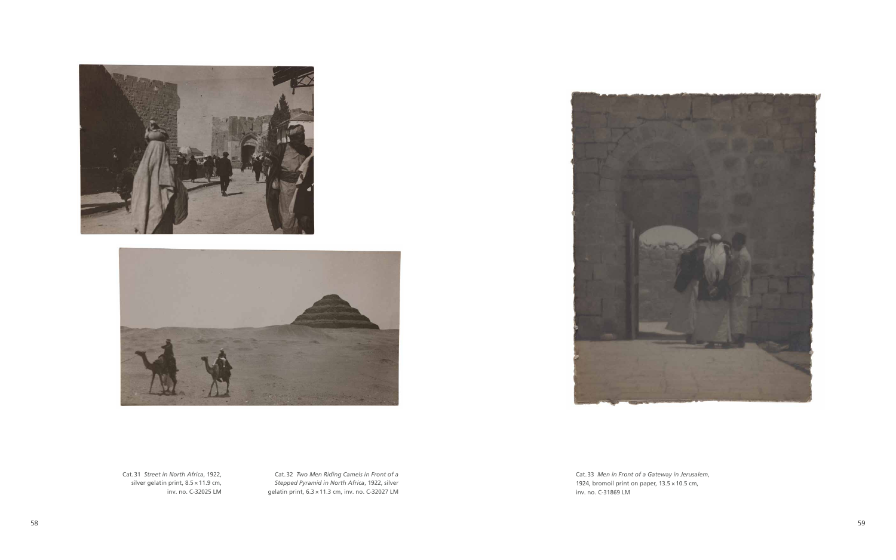Cat. 31 *Street in North Africa*, 1922, silver gelatin print, 8.5 × 11.9 cm, inv. no. C-32025 LM

Cat. 32 *Two Men Riding Camels in Front of a Stepped Pyramid in North Africa*, 1922, silver gelatin print, 6.3 × 11.3 cm, inv. no. C-32027 LM

Cat. 33 *Men in Front of a Gateway in Jerusalem*, 1924, bromoil print on paper, 13.5 × 10.5 cm, inv. no. C-31869 LM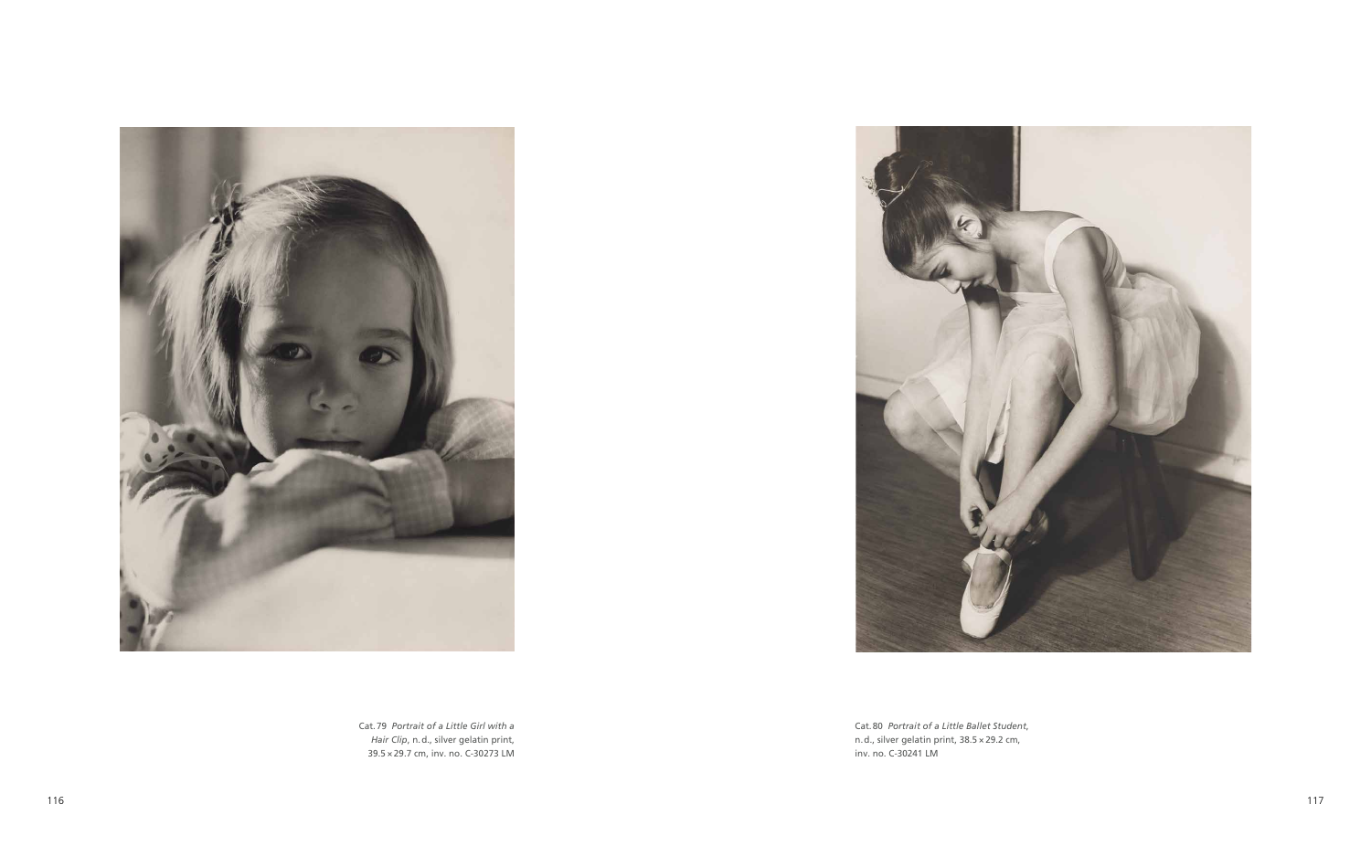Cat. 79 *Portrait of a Little Girl with a Hair Clip*, n. d., silver gelatin print, 39.5 × 29.7 cm, inv. no. C-30273 LM

Cat. 80 *Portrait of a Little Ballet Student*, n. d., silver gelatin print, 38.5 × 29.2 cm, inv. no. C-30241 LM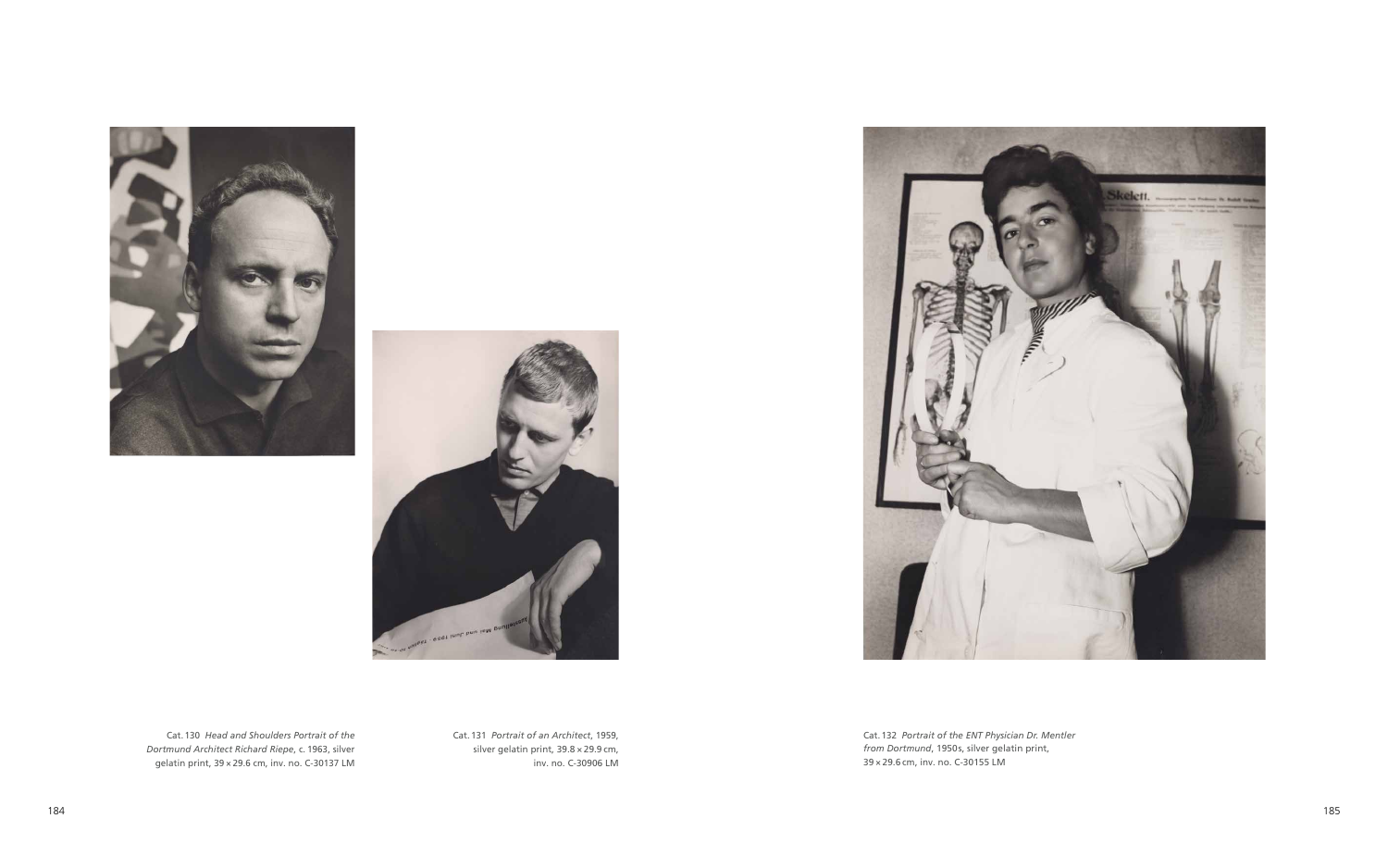Cat. 130 *Head and Shoulders Portrait of the Dortmund Architect Richard Riepe*, c. 1963, silver gelatin print, 39 × 29.6 cm, inv. no. C-30137 LM

Cat. 131 *Portrait of an Architect*, 1959, silver gelatin print, 39.8 × 29.9 cm, inv. no. C-30906 LM

Cat. 132 *Portrait of the ENT Physician Dr. Mentler from Dortmund*, 1950s, silver gelatin print, 39 × 29.6 cm, inv. no. C-30155 LM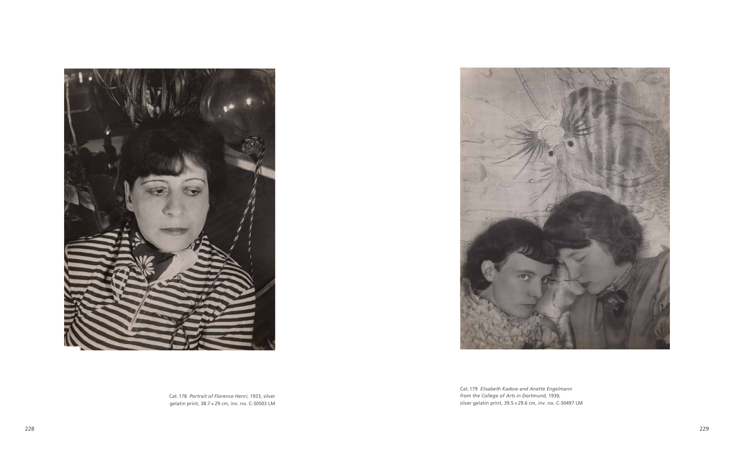Cat. 178 *Portrait of Florence Henri*, 1933, silver gelatin print, 38.7 × 29 cm, inv. no. C-30503 LM

Cat. 179 *Elisabeth Kadow and Anette Engelmann from the College of Arts in Dortmund*, 1930, silver gelatin print, 39.5 × 29.6 cm, inv. no. C-30497 LM